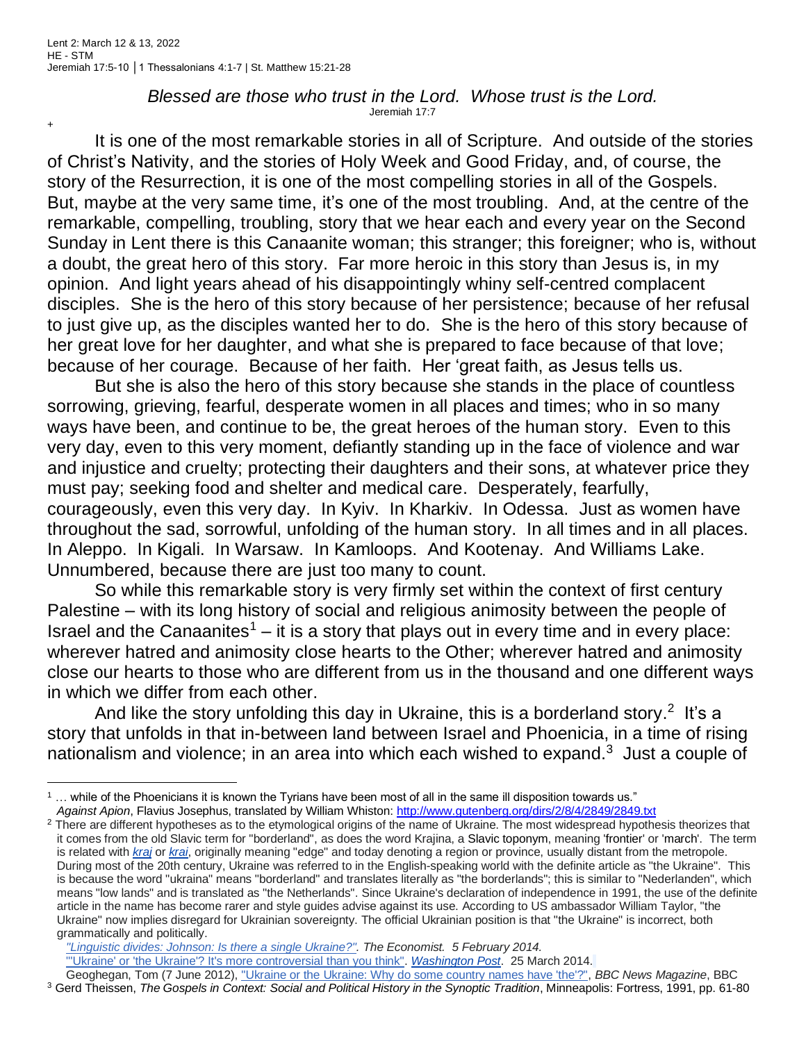Lent 2: March 12 & 13, 2022
HE - STM
Jeremiah 17:5-10 │1 Thessalonians 4:1-7 | St. Matthew 15:21-28

*Blessed are those who trust in the Lord. Whose trust is the Lord.*
Jeremiah 17:7

+

It is one of the most remarkable stories in all of Scripture. And outside of the stories of Christ's Nativity, and the stories of Holy Week and Good Friday, and, of course, the story of the Resurrection, it is one of the most compelling stories in all of the Gospels. But, maybe at the very same time, it's one of the most troubling. And, at the centre of the remarkable, compelling, troubling, story that we hear each and every year on the Second Sunday in Lent there is this Canaanite woman; this stranger; this foreigner; who is, without a doubt, the great hero of this story. Far more heroic in this story than Jesus is, in my opinion. And light years ahead of his disappointingly whiny self-centred complacent disciples. She is the hero of this story because of her persistence; because of her refusal to just give up, as the disciples wanted her to do. She is the hero of this story because of her great love for her daughter, and what she is prepared to face because of that love; because of her courage. Because of her faith. Her 'great faith, as Jesus tells us.

But she is also the hero of this story because she stands in the place of countless sorrowing, grieving, fearful, desperate women in all places and times; who in so many ways have been, and continue to be, the great heroes of the human story. Even to this very day, even to this very moment, defiantly standing up in the face of violence and war and injustice and cruelty; protecting their daughters and their sons, at whatever price they must pay; seeking food and shelter and medical care. Desperately, fearfully, courageously, even this very day. In Kyiv. In Kharkiv. In Odessa. Just as women have throughout the sad, sorrowful, unfolding of the human story. In all times and in all places. In Aleppo. In Kigali. In Warsaw. In Kamloops. And Kootenay. And Williams Lake. Unnumbered, because there are just too many to count.

So while this remarkable story is very firmly set within the context of first century Palestine – with its long history of social and religious animosity between the people of Israel and the Canaanites[1] – it is a story that plays out in every time and in every place: wherever hatred and animosity close hearts to the Other; wherever hatred and animosity close our hearts to those who are different from us in the thousand and one different ways in which we differ from each other.

And like the story unfolding this day in Ukraine, this is a borderland story.[2] It's a story that unfolds in that in-between land between Israel and Phoenicia, in a time of rising nationalism and violence; in an area into which each wished to expand.[3] Just a couple of

---

[1] … while of the Phoenicians it is known the Tyrians have been most of all in the same ill disposition towards us." *Against Apion*, Flavius Josephus, translated by William Whiston: http://www.gutenberg.org/dirs/2/8/4/2849/2849.txt

[2] There are different hypotheses as to the etymological origins of the name of Ukraine. The most widespread hypothesis theorizes that it comes from the old Slavic term for "borderland", as does the word Krajina, a Slavic toponym, meaning 'frontier' or 'march'. The term is related with *kraj* or *krai*, originally meaning "edge" and today denoting a region or province, usually distant from the metropole. During most of the 20th century, Ukraine was referred to in the English-speaking world with the definite article as "the Ukraine". This is because the word "ukraina" means "borderland" and translates literally as "the borderlands"; this is similar to "Nederlanden", which means "low lands" and is translated as "the Netherlands". Since Ukraine's declaration of independence in 1991, the use of the definite article in the name has become rarer and style guides advise against its use. According to US ambassador William Taylor, "the Ukraine" now implies disregard for Ukrainian sovereignty. The official Ukrainian position is that "the Ukraine" is incorrect, both grammatically and politically.
*"Linguistic divides: Johnson: Is there a single Ukraine?". The Economist. 5 February 2014.*
"'Ukraine' or 'the Ukraine'? It's more controversial than you think". *Washington Post*. 25 March 2014.
Geoghegan, Tom (7 June 2012), "Ukraine or the Ukraine: Why do some country names have 'the'?", *BBC News Magazine*, BBC

[3] Gerd Theissen, *The Gospels in Context: Social and Political History in the Synoptic Tradition*, Minneapolis: Fortress, 1991, pp. 61-80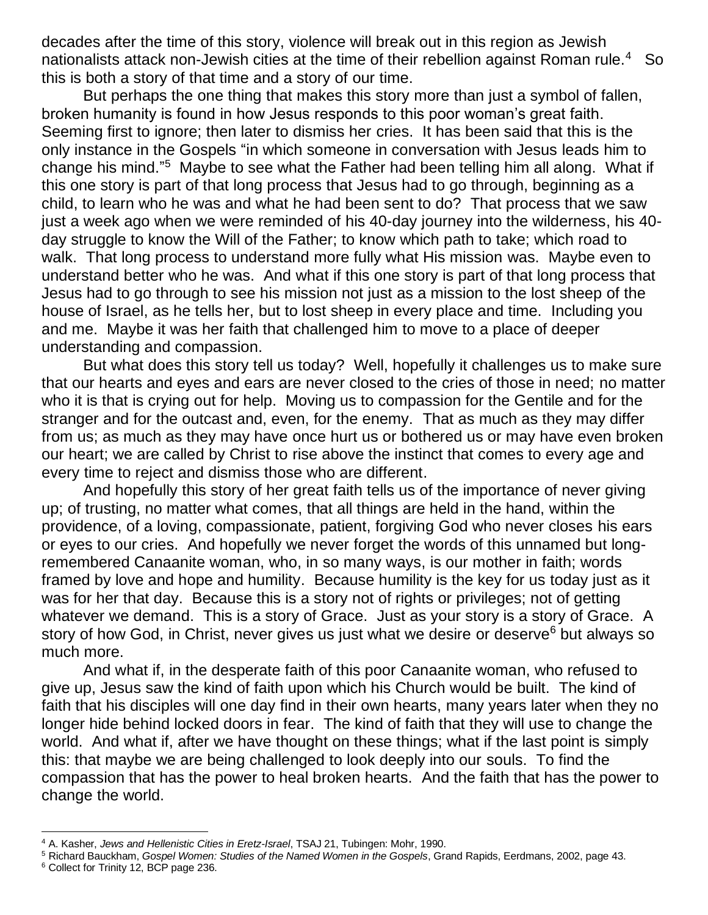decades after the time of this story, violence will break out in this region as Jewish nationalists attack non-Jewish cities at the time of their rebellion against Roman rule.[4] So this is both a story of that time and a story of our time.

But perhaps the one thing that makes this story more than just a symbol of fallen, broken humanity is found in how Jesus responds to this poor woman's great faith. Seeming first to ignore; then later to dismiss her cries. It has been said that this is the only instance in the Gospels "in which someone in conversation with Jesus leads him to change his mind."[5] Maybe to see what the Father had been telling him all along. What if this one story is part of that long process that Jesus had to go through, beginning as a child, to learn who he was and what he had been sent to do? That process that we saw just a week ago when we were reminded of his 40-day journey into the wilderness, his 40-day struggle to know the Will of the Father; to know which path to take; which road to walk. That long process to understand more fully what His mission was. Maybe even to understand better who he was. And what if this one story is part of that long process that Jesus had to go through to see his mission not just as a mission to the lost sheep of the house of Israel, as he tells her, but to lost sheep in every place and time. Including you and me. Maybe it was her faith that challenged him to move to a place of deeper understanding and compassion.

But what does this story tell us today? Well, hopefully it challenges us to make sure that our hearts and eyes and ears are never closed to the cries of those in need; no matter who it is that is crying out for help. Moving us to compassion for the Gentile and for the stranger and for the outcast and, even, for the enemy. That as much as they may differ from us; as much as they may have once hurt us or bothered us or may have even broken our heart; we are called by Christ to rise above the instinct that comes to every age and every time to reject and dismiss those who are different.

And hopefully this story of her great faith tells us of the importance of never giving up; of trusting, no matter what comes, that all things are held in the hand, within the providence, of a loving, compassionate, patient, forgiving God who never closes his ears or eyes to our cries. And hopefully we never forget the words of this unnamed but long-remembered Canaanite woman, who, in so many ways, is our mother in faith; words framed by love and hope and humility. Because humility is the key for us today just as it was for her that day. Because this is a story not of rights or privileges; not of getting whatever we demand. This is a story of Grace. Just as your story is a story of Grace. A story of how God, in Christ, never gives us just what we desire or deserve[6] but always so much more.

And what if, in the desperate faith of this poor Canaanite woman, who refused to give up, Jesus saw the kind of faith upon which his Church would be built. The kind of faith that his disciples will one day find in their own hearts, many years later when they no longer hide behind locked doors in fear. The kind of faith that they will use to change the world. And what if, after we have thought on these things; what if the last point is simply this: that maybe we are being challenged to look deeply into our souls. To find the compassion that has the power to heal broken hearts. And the faith that has the power to change the world.

---

[4] A. Kasher, *Jews and Hellenistic Cities in Eretz-Israel*, TSAJ 21, Tubingen: Mohr, 1990.

[5] Richard Bauckham, *Gospel Women: Studies of the Named Women in the Gospels*, Grand Rapids, Eerdmans, 2002, page 43.

[6] Collect for Trinity 12, BCP page 236.